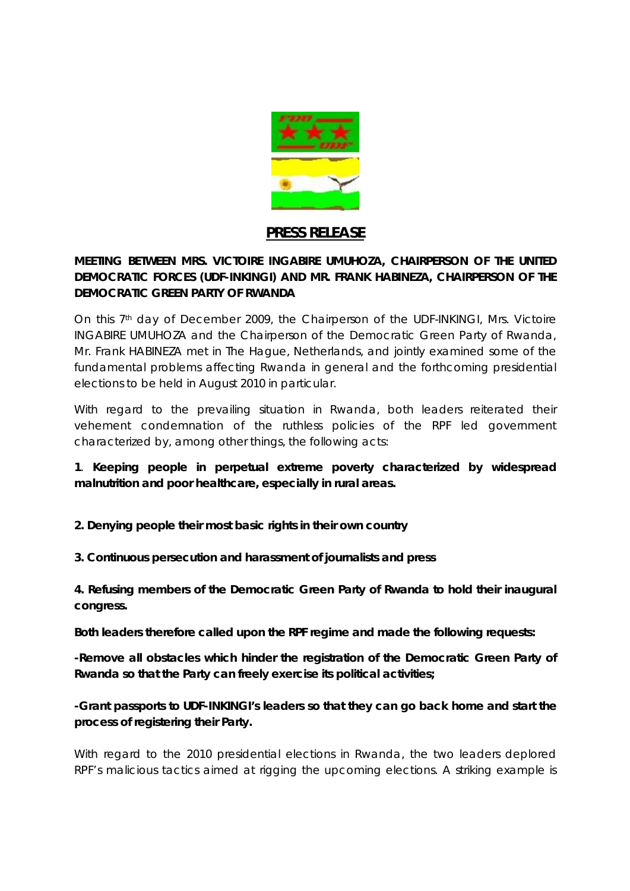# PRESS RELEASE

**MEETING BETWEEN MRS. VICTOIRE INGABIRE UMUHOZA, CHAIRPERSON OF THE UNITED DEMOCRATIC FORCES (UDF-INKINGI) AND MR. FRANK HABINEZA, CHAIRPERSON OF THE DEMOCRATIC GREEN PARTY OF RWANDA**

On this 7th day of December 2009, the Chairperson of the UDF-INKINGI, Mrs. Victoire INGABIRE UMUHOZA and the Chairperson of the Democratic Green Party of Rwanda, Mr. Frank HABINEZA met in The Hague, Netherlands, and jointly examined some of the fundamental problems affecting Rwanda in general and the forthcoming presidential elections to be held in August 2010 in particular.

With regard to the prevailing situation in Rwanda, both leaders reiterated their vehement condemnation of the ruthless policies of the RPF led government characterized by, among other things, the following acts:

1. **Keeping people in perpetual extreme poverty characterized by widespread malnutrition and poor healthcare, especially in rural areas.**

**2. Denying people their most basic rights in their own country**

**3. Continuous persecution and harassment of journalists and press**

**4. Refusing members of the Democratic Green Party of Rwanda to hold their inaugural congress.**

**Both leaders therefore called upon the RPF regime and made the following requests:**

**-Remove all obstacles which hinder the registration of the Democratic Green Party of Rwanda so that the Party can freely exercise its political activities;**

**-Grant passports to UDF-INKINGI's leaders so that they can go back home and start the process of registering their Party.**

With regard to the 2010 presidential elections in Rwanda, the two leaders deplored RPF's malicious tactics aimed at rigging the upcoming elections. A striking example is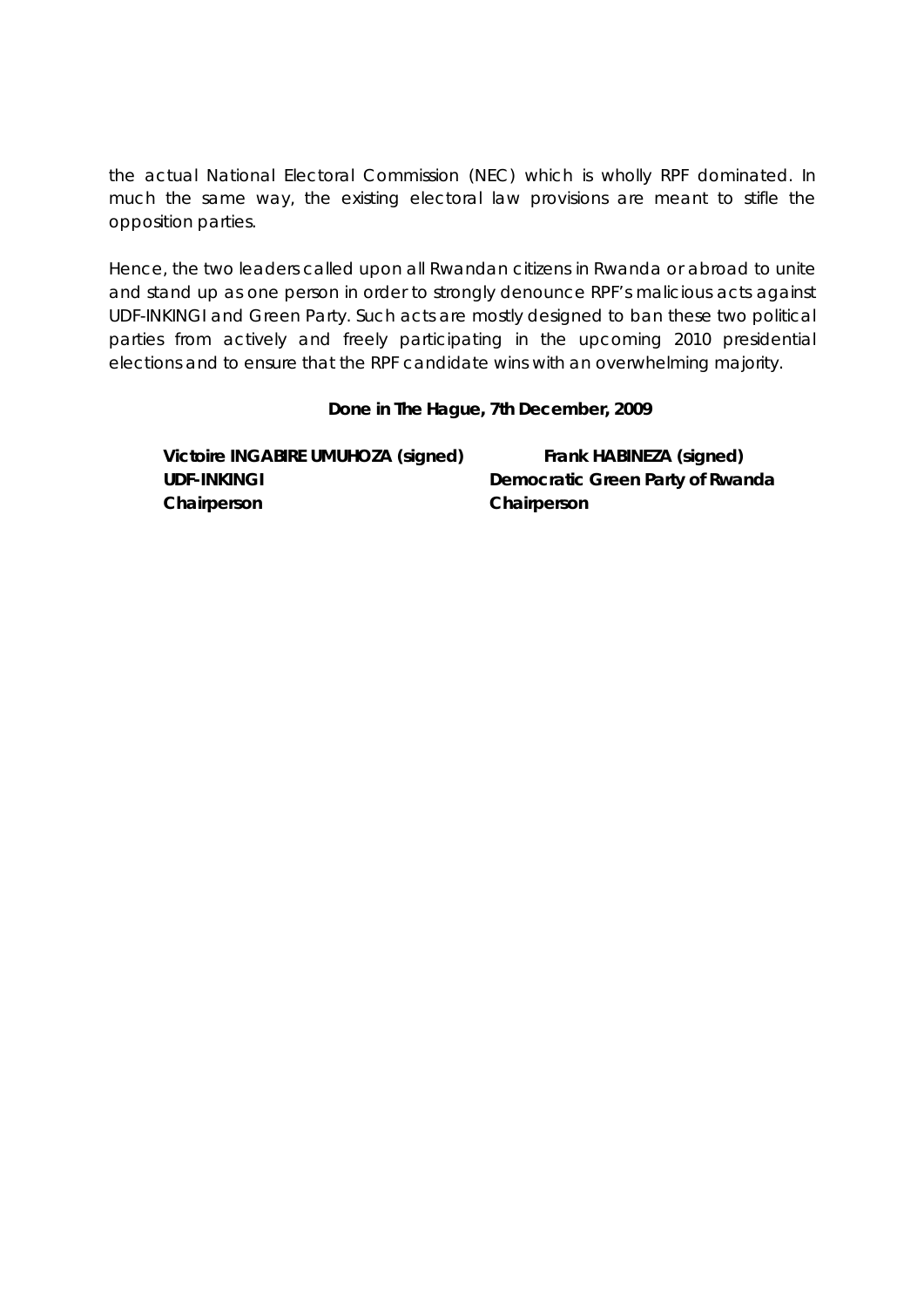the actual National Electoral Commission (NEC) which is wholly RPF dominated. In much the same way, the existing electoral law provisions are meant to stifle the opposition parties.

Hence, the two leaders called upon all Rwandan citizens in Rwanda or abroad to unite and stand up as one person in order to strongly denounce RPF's malicious acts against UDF-INKINGI and Green Party. Such acts are mostly designed to ban these two political parties from actively and freely participating in the upcoming 2010 presidential elections and to ensure that the RPF candidate wins with an overwhelming majority.

**Done in The Hague, 7th December, 2009**

| | |
|---|---|
| **Victoire INGABIRE UMUHOZA (signed)** | **Frank HABINEZA (signed)** |
| **UDF-INKINGI** | **Democratic Green Party of Rwanda** |
| **Chairperson** | **Chairperson** |